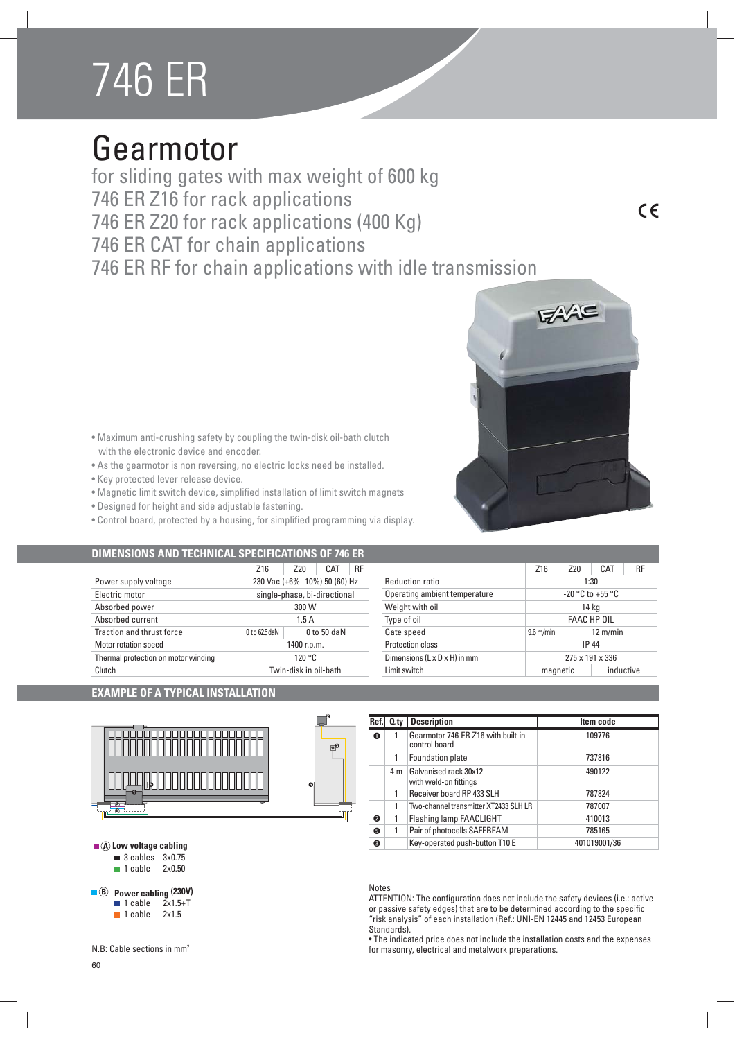# 746 ER

## Gearmotor

for sliding gates with max weight of 600 kg
746 ER Z16 for rack applications
746 ER Z20 for rack applications (400 Kg)
746 ER CAT for chain applications
746 ER RF for chain applications with idle transmission

- Maximum anti-crushing safety by coupling the twin-disk oil-bath clutch with the electronic device and encoder.
- As the gearmotor is non reversing, no electric locks need be installed.
- Key protected lever release device.
- Magnetic limit switch device, simplified installation of limit switch magnets
- Designed for height and side adjustable fastening.
- Control board, protected by a housing, for simplified programming via display.

### DIMENSIONS AND TECHNICAL SPECIFICATIONS OF 746 ER

| | Z16 | Z20 | CAT | RF |
|---|---|---|---|---|
| Power supply voltage | 230 Vac (+6% -10%) 50 (60) Hz | | | |
| Electric motor | single-phase, bi-directional | | | |
| Absorbed power | 300 W | | | |
| Absorbed current | 1.5 A | | | |
| Traction and thrust force | 0 to 62.5 daN | 0 to 50 daN | | |
| Motor rotation speed | 1400 r.p.m. | | | |
| Thermal protection on motor winding | 120 °C | | | |
| Clutch | Twin-disk in oil-bath | | | |

| | Z16 | Z20 | CAT | RF |
|---|---|---|---|---|
| Reduction ratio | 1:30 | | | |
| Operating ambient temperature | -20 °C to +55 °C | | | |
| Weight with oil | 14 kg | | | |
| Type of oil | FAAC HP OIL | | | |
| Gate speed | 9.6 m/min | 12 m/min | | |
| Protection class | IP 44 | | | |
| Dimensions (L x D x H) in mm | 275 x 191 x 336 | | | |
| Limit switch | magnetic | | inductive | |

### EXAMPLE OF A TYPICAL INSTALLATION

| Ref. | Q.ty | Description | Item code |
|---|---|---|---|
| ❶ | 1 | Gearmotor 746 ER Z16 with built-in control board | 109776 |
| | 1 | Foundation plate | 737816 |
| | 4 m | Galvanised rack 30x12 with weld-on fittings | 490122 |
| | 1 | Receiver board RP 433 SLH | 787824 |
| | 1 | Two-channel transmitter XT2433 SLH LR | 787007 |
| ❷ | 1 | Flashing lamp FAACLIGHT | 410013 |
| ❺ | 1 | Pair of photocells SAFEBEAM | 785165 |
| ❸ | | Key-operated push-button T10 E | 401019001/36 |

**Ⓐ Low voltage cabling**
- 3 cables 3x0.75
- 1 cable 2x0.50

**Ⓑ Power cabling (230V)**
- 1 cable 2x1.5+T
- 1 cable 2x1.5

N.B: Cable sections in mm²

Notes
ATTENTION: The configuration does not include the safety devices (i.e.: active or passive safety edges) that are to be determined according to the specific "risk analysis" of each installation (Ref.: UNI-EN 12445 and 12453 European Standards).
• The indicated price does not include the installation costs and the expenses for masonry, electrical and metalwork preparations.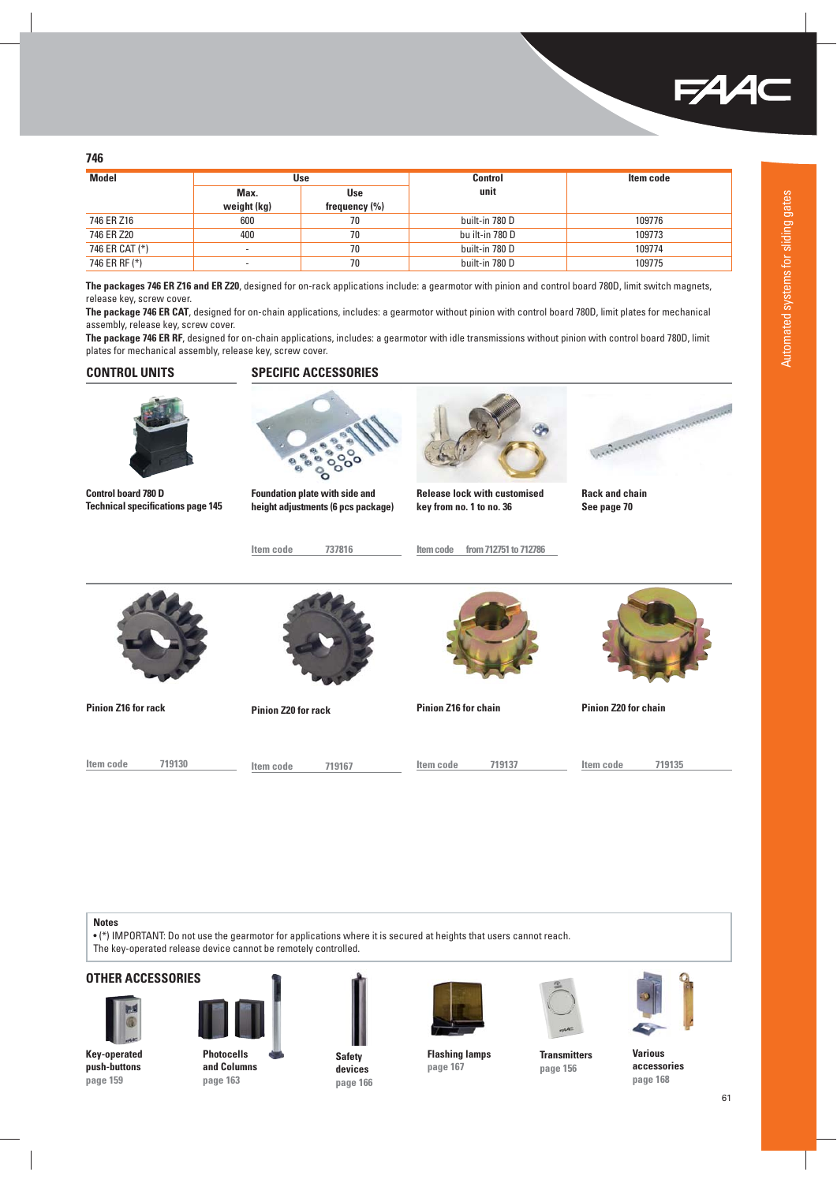## 746

| Model | Use | | Control unit | Item code |
|---|---|---|---|---|
| | Max. weight (kg) | Use frequency (%) | | |
| 746 ER Z16 | 600 | 70 | built-in 780 D | 109776 |
| 746 ER Z20 | 400 | 70 | bu ilt-in 780 D | 109773 |
| 746 ER CAT (*) | - | 70 | built-in 780 D | 109774 |
| 746 ER RF (*) | - | 70 | built-in 780 D | 109775 |

**The packages 746 ER Z16 and ER Z20**, designed for on-rack applications include: a gearmotor with pinion and control board 780D, limit switch magnets, release key, screw cover.

**The package 746 ER CAT**, designed for on-chain applications, includes: a gearmotor without pinion with control board 780D, limit plates for mechanical assembly, release key, screw cover.

**The package 746 ER RF**, designed for on-chain applications, includes: a gearmotor with idle transmissions without pinion with control board 780D, limit plates for mechanical assembly, release key, screw cover.

### CONTROL UNITS

**Control board 780 D**
**Technical specifications page 145**

### SPECIFIC ACCESSORIES

**Foundation plate with side and height adjustments (6 pcs package)**
Item code 737816

**Release lock with customised key from no. 1 to no. 36**
Item code from 712751 to 712786

**Rack and chain**
**See page 70**

**Pinion Z16 for rack**
Item code 719130

**Pinion Z20 for rack**
Item code 719167

**Pinion Z16 for chain**
Item code 719137

**Pinion Z20 for chain**
Item code 719135

**Notes**
• (*) IMPORTANT: Do not use the gearmotor for applications where it is secured at heights that users cannot reach.
The key-operated release device cannot be remotely controlled.

### OTHER ACCESSORIES

**Key-operated push-buttons**
page 159

**Photocells and Columns**
page 163

**Safety devices**
page 166

**Flashing lamps**
page 167

**Transmitters**
page 156

**Various accessories**
page 168